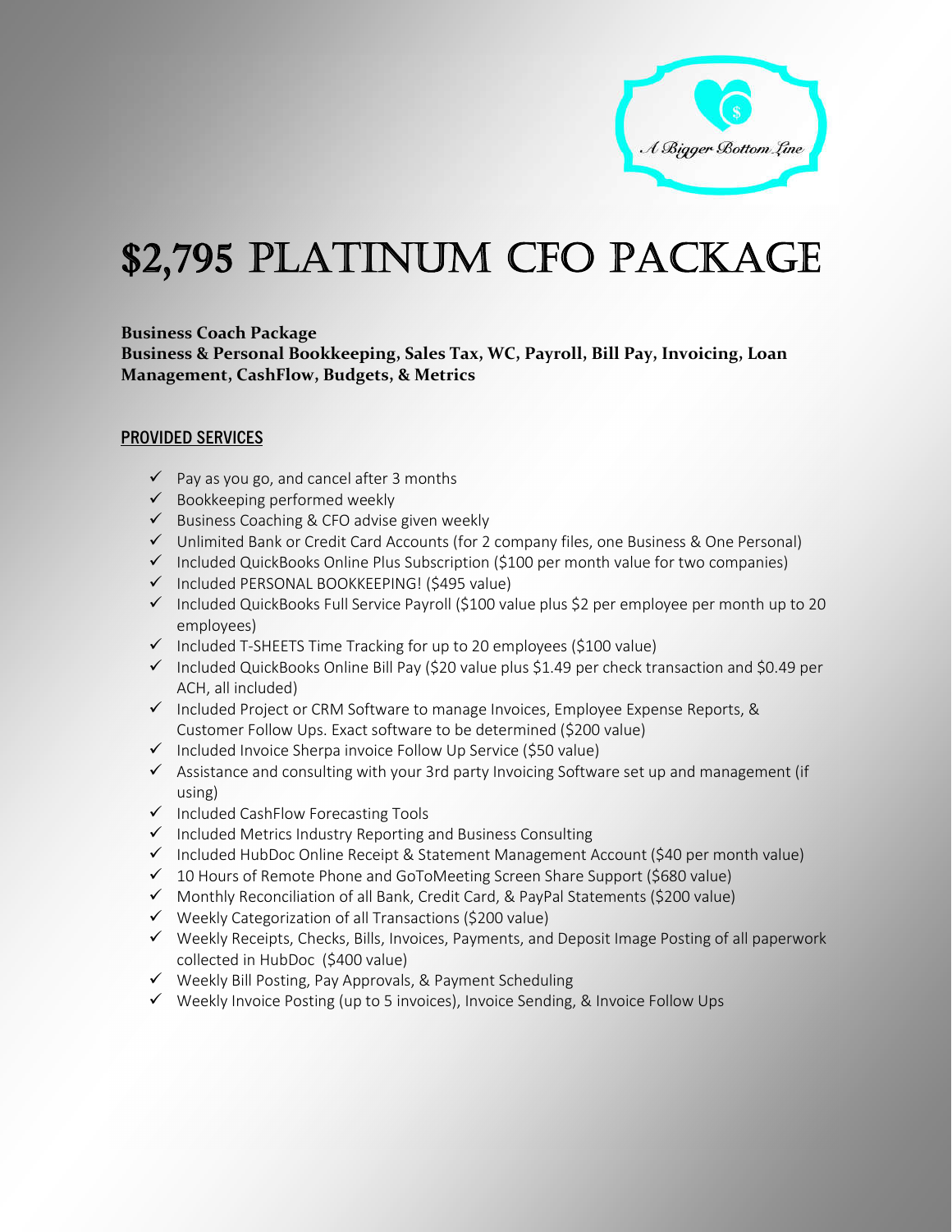A Bigger Bottom Line

# $2,795 PLATINUM CFO PACKAGE

**Business Coach Package**
**Business & Personal Bookkeeping, Sales Tax, WC, Payroll, Bill Pay, Invoicing, Loan Management, CashFlow, Budgets, & Metrics**

## PROVIDED SERVICES

- ✓ Pay as you go, and cancel after 3 months
- ✓ Bookkeeping performed weekly
- ✓ Business Coaching & CFO advise given weekly
- ✓ Unlimited Bank or Credit Card Accounts (for 2 company files, one Business & One Personal)
- ✓ Included QuickBooks Online Plus Subscription ($100 per month value for two companies)
- ✓ Included PERSONAL BOOKKEEPING! ($495 value)
- ✓ Included QuickBooks Full Service Payroll ($100 value plus $2 per employee per month up to 20 employees)
- ✓ Included T-SHEETS Time Tracking for up to 20 employees ($100 value)
- ✓ Included QuickBooks Online Bill Pay ($20 value plus $1.49 per check transaction and $0.49 per ACH, all included)
- ✓ Included Project or CRM Software to manage Invoices, Employee Expense Reports, & Customer Follow Ups. Exact software to be determined ($200 value)
- ✓ Included Invoice Sherpa invoice Follow Up Service ($50 value)
- ✓ Assistance and consulting with your 3rd party Invoicing Software set up and management (if using)
- ✓ Included CashFlow Forecasting Tools
- ✓ Included Metrics Industry Reporting and Business Consulting
- ✓ Included HubDoc Online Receipt & Statement Management Account ($40 per month value)
- ✓ 10 Hours of Remote Phone and GoToMeeting Screen Share Support ($680 value)
- ✓ Monthly Reconciliation of all Bank, Credit Card, & PayPal Statements ($200 value)
- ✓ Weekly Categorization of all Transactions ($200 value)
- ✓ Weekly Receipts, Checks, Bills, Invoices, Payments, and Deposit Image Posting of all paperwork collected in HubDoc ($400 value)
- ✓ Weekly Bill Posting, Pay Approvals, & Payment Scheduling
- ✓ Weekly Invoice Posting (up to 5 invoices), Invoice Sending, & Invoice Follow Ups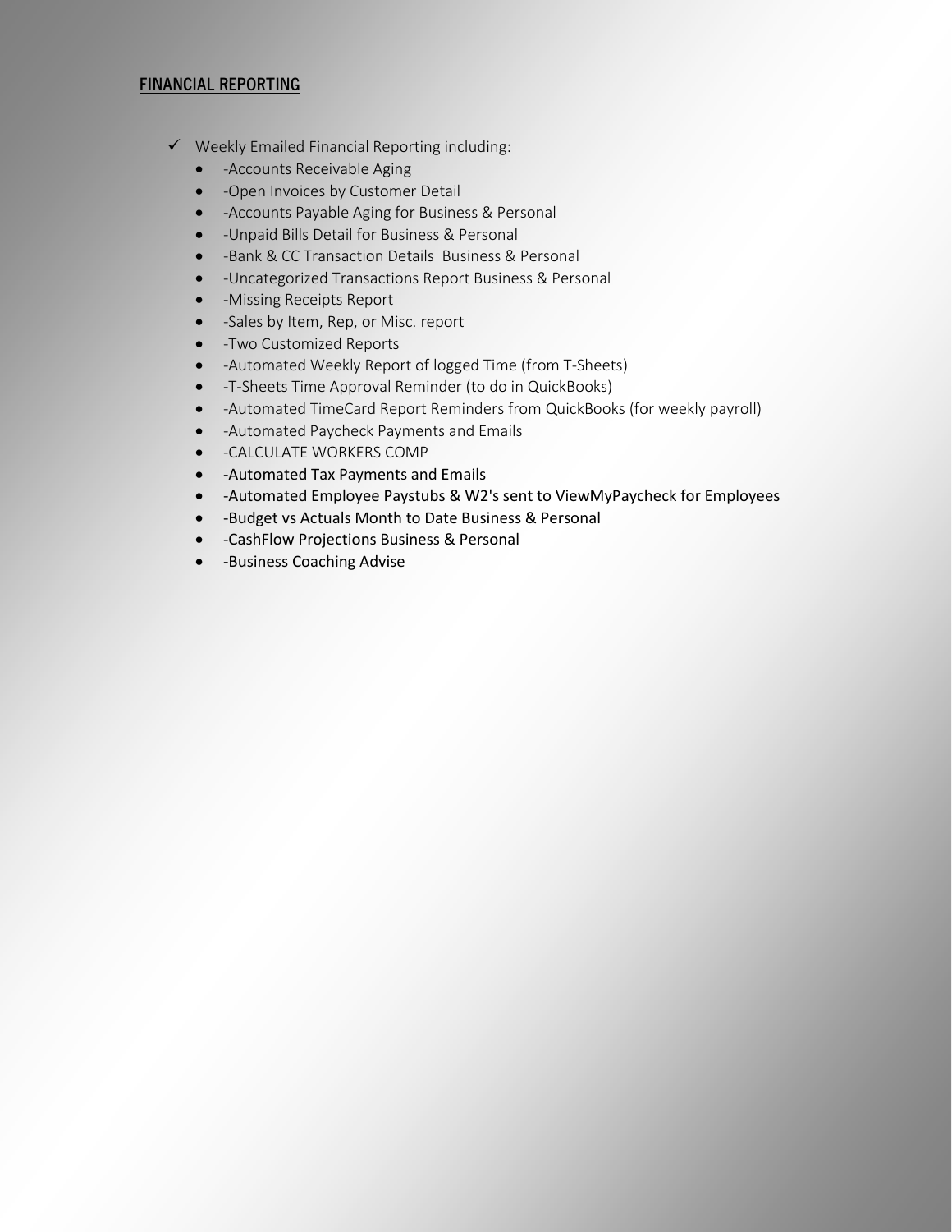## FINANCIAL REPORTING

- ✓ Weekly Emailed Financial Reporting including:
  - -Accounts Receivable Aging
  - -Open Invoices by Customer Detail
  - -Accounts Payable Aging for Business & Personal
  - -Unpaid Bills Detail for Business & Personal
  - -Bank & CC Transaction Details Business & Personal
  - -Uncategorized Transactions Report Business & Personal
  - -Missing Receipts Report
  - -Sales by Item, Rep, or Misc. report
  - -Two Customized Reports
  - -Automated Weekly Report of logged Time (from T-Sheets)
  - -T-Sheets Time Approval Reminder (to do in QuickBooks)
  - -Automated TimeCard Report Reminders from QuickBooks (for weekly payroll)
  - -Automated Paycheck Payments and Emails
  - -CALCULATE WORKERS COMP
  - -Automated Tax Payments and Emails
  - -Automated Employee Paystubs & W2's sent to ViewMyPaycheck for Employees
  - -Budget vs Actuals Month to Date Business & Personal
  - -CashFlow Projections Business & Personal
  - -Business Coaching Advise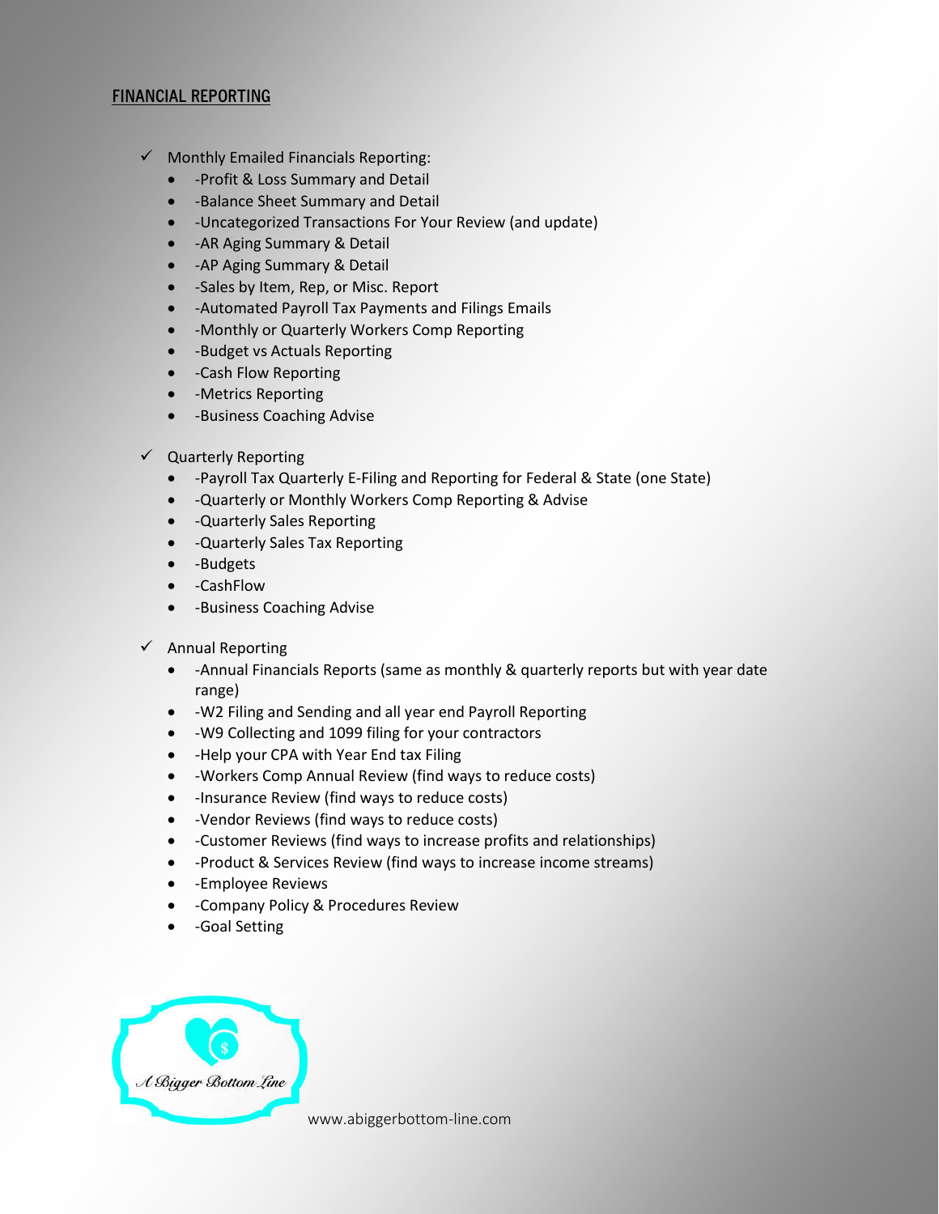## FINANCIAL REPORTING

- ✓ Monthly Emailed Financials Reporting:
  - -Profit & Loss Summary and Detail
  - -Balance Sheet Summary and Detail
  - -Uncategorized Transactions For Your Review (and update)
  - -AR Aging Summary & Detail
  - -AP Aging Summary & Detail
  - -Sales by Item, Rep, or Misc. Report
  - -Automated Payroll Tax Payments and Filings Emails
  - -Monthly or Quarterly Workers Comp Reporting
  - -Budget vs Actuals Reporting
  - -Cash Flow Reporting
  - -Metrics Reporting
  - -Business Coaching Advise
- ✓ Quarterly Reporting
  - -Payroll Tax Quarterly E-Filing and Reporting for Federal & State (one State)
  - -Quarterly or Monthly Workers Comp Reporting & Advise
  - -Quarterly Sales Reporting
  - -Quarterly Sales Tax Reporting
  - -Budgets
  - -CashFlow
  - -Business Coaching Advise
- ✓ Annual Reporting
  - -Annual Financials Reports (same as monthly & quarterly reports but with year date range)
  - -W2 Filing and Sending and all year end Payroll Reporting
  - -W9 Collecting and 1099 filing for your contractors
  - -Help your CPA with Year End tax Filing
  - -Workers Comp Annual Review (find ways to reduce costs)
  - -Insurance Review (find ways to reduce costs)
  - -Vendor Reviews (find ways to reduce costs)
  - -Customer Reviews (find ways to increase profits and relationships)
  - -Product & Services Review (find ways to increase income streams)
  - -Employee Reviews
  - -Company Policy & Procedures Review
  - -Goal Setting

A Bigger Bottom Line

www.abiggerbottom-line.com